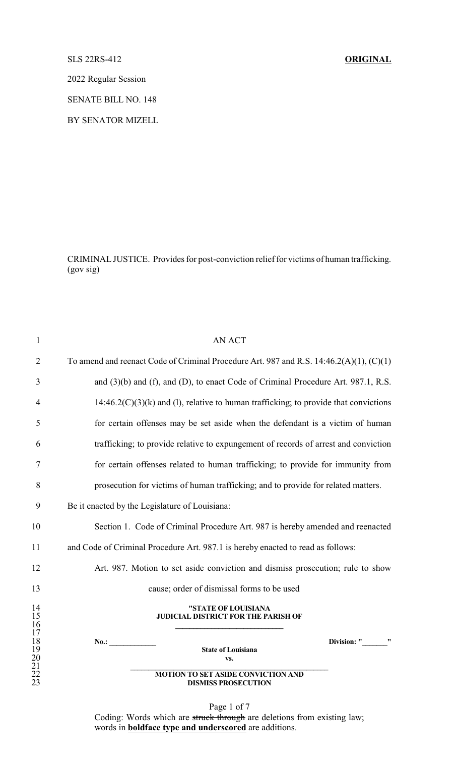SLS 22RS-412 **ORIGINAL**

2022 Regular Session

SENATE BILL NO. 148

BY SENATOR MIZELL

CRIMINAL JUSTICE. Provides for post-conviction relief for victims of human trafficking. (gov sig)

AN ACT

To amend and reenact Code of Criminal Procedure Art. 987 and R.S. 14:46.2(A)(1), (C)(1) and (3)(b) and (f), and (D), to enact Code of Criminal Procedure Art. 987.1, R.S. 14:46.2(C)(3)(k) and (l), relative to human trafficking; to provide that convictions for certain offenses may be set aside when the defendant is a victim of human trafficking; to provide relative to expungement of records of arrest and conviction for certain offenses related to human trafficking; to provide for immunity from prosecution for victims of human trafficking; and to provide for related matters.

Be it enacted by the Legislature of Louisiana:

Section 1. Code of Criminal Procedure Art. 987 is hereby amended and reenacted and Code of Criminal Procedure Art. 987.1 is hereby enacted to read as follows:

Art. 987. Motion to set aside conviction and dismiss prosecution; rule to show cause; order of dismissal forms to be used

**"STATE OF LOUISIANA**
**JUDICIAL DISTRICT FOR THE PARISH OF**
**\_\_\_\_\_\_\_\_\_\_\_\_\_\_\_\_\_\_\_\_\_\_\_\_\_\_\_\_**

**No.: \_\_\_\_\_\_\_\_\_\_\_\_** **Division: "\_\_\_\_\_\_\_"**

**State of Louisiana**
**vs.**
**\_\_\_\_\_\_\_\_\_\_\_\_\_\_\_\_\_\_\_\_\_\_\_\_\_\_\_\_\_\_\_\_\_\_\_\_\_\_\_\_\_\_\_\_\_\_\_\_\_\_**

**MOTION TO SET ASIDE CONVICTION AND**
**DISMISS PROSECUTION**

Coding: Words which are ~~struck through~~ are deletions from existing law; words in **boldface type and underscored** are additions.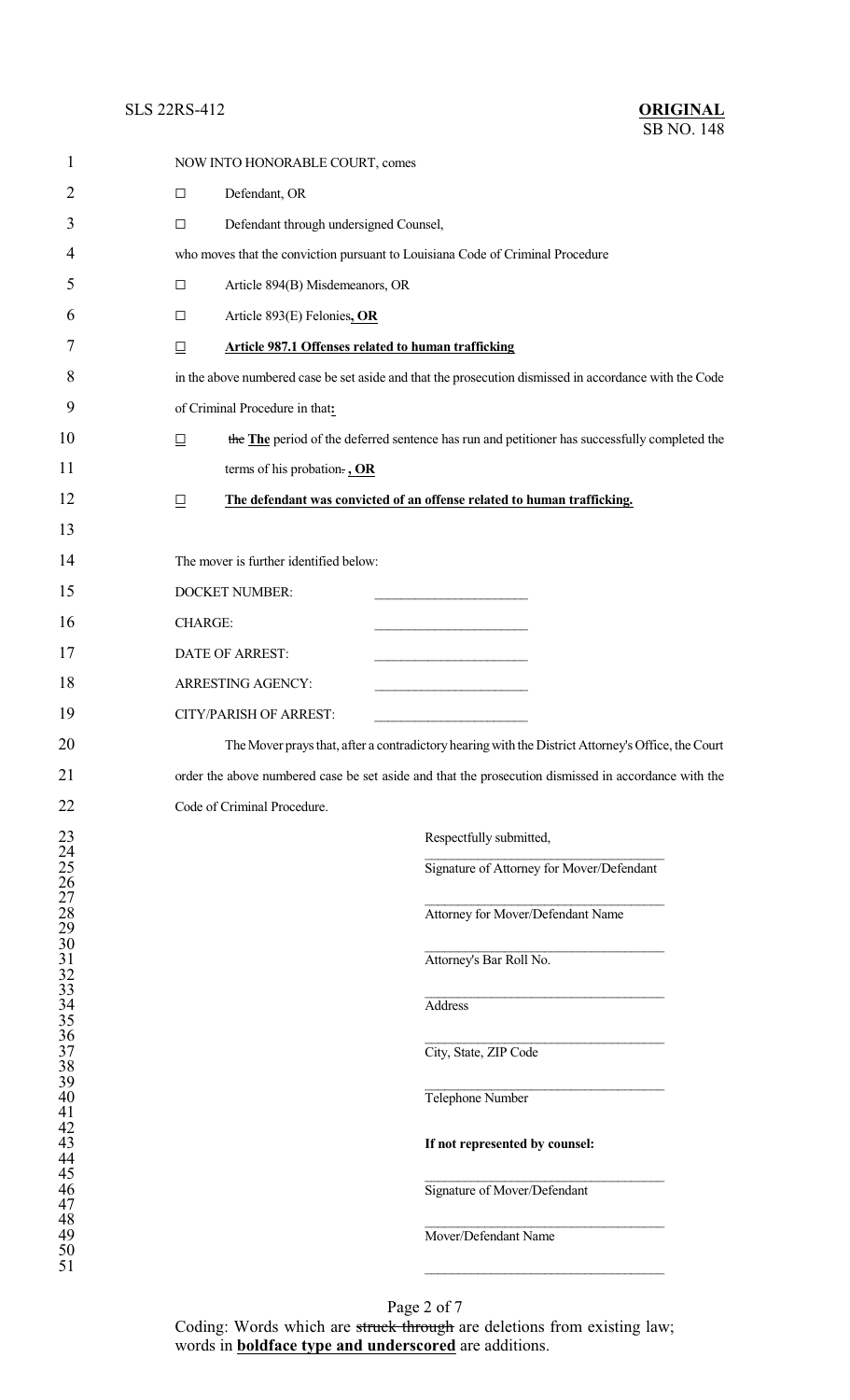NOW INTO HONORABLE COURT, comes

☐ Defendant, OR

☐ Defendant through undersigned Counsel,

who moves that the conviction pursuant to Louisiana Code of Criminal Procedure

☐ Article 894(B) Misdemeanors, OR

☐ Article 893(E) Felonies**, OR**

**☐ Article 987.1 Offenses related to human trafficking**

in the above numbered case be set aside and that the prosecution dismissed in accordance with the Code of Criminal Procedure in that**:**

**☐** ~~the~~ **The** period of the deferred sentence has run and petitioner has successfully completed the terms of his probation~~.~~ **, OR**

**☐ The defendant was convicted of an offense related to human trafficking.**

The mover is further identified below:

DOCKET NUMBER: \_\_\_\_\_\_\_\_\_\_\_\_\_\_\_\_\_\_\_\_

CHARGE: \_\_\_\_\_\_\_\_\_\_\_\_\_\_\_\_\_\_\_\_

DATE OF ARREST: \_\_\_\_\_\_\_\_\_\_\_\_\_\_\_\_\_\_\_\_

ARRESTING AGENCY: \_\_\_\_\_\_\_\_\_\_\_\_\_\_\_\_\_\_\_\_

CITY/PARISH OF ARREST: \_\_\_\_\_\_\_\_\_\_\_\_\_\_\_\_\_\_\_\_

The Mover prays that, after a contradictory hearing with the District Attorney's Office, the Court order the above numbered case be set aside and that the prosecution dismissed in accordance with the Code of Criminal Procedure.

Respectfully submitted,

\_\_\_\_\_\_\_\_\_\_\_\_\_\_\_\_\_\_\_\_\_\_\_\_\_\_\_\_\_\_
Signature of Attorney for Mover/Defendant

\_\_\_\_\_\_\_\_\_\_\_\_\_\_\_\_\_\_\_\_\_\_\_\_\_\_\_\_\_\_
Attorney for Mover/Defendant Name

\_\_\_\_\_\_\_\_\_\_\_\_\_\_\_\_\_\_\_\_\_\_\_\_\_\_\_\_\_\_
Attorney's Bar Roll No.

\_\_\_\_\_\_\_\_\_\_\_\_\_\_\_\_\_\_\_\_\_\_\_\_\_\_\_\_\_\_
Address

\_\_\_\_\_\_\_\_\_\_\_\_\_\_\_\_\_\_\_\_\_\_\_\_\_\_\_\_\_\_
City, State, ZIP Code

\_\_\_\_\_\_\_\_\_\_\_\_\_\_\_\_\_\_\_\_\_\_\_\_\_\_\_\_\_\_
Telephone Number

**If not represented by counsel:**

\_\_\_\_\_\_\_\_\_\_\_\_\_\_\_\_\_\_\_\_\_\_\_\_\_\_\_\_\_\_
Signature of Mover/Defendant

\_\_\_\_\_\_\_\_\_\_\_\_\_\_\_\_\_\_\_\_\_\_\_\_\_\_\_\_\_\_
Mover/Defendant Name

\_\_\_\_\_\_\_\_\_\_\_\_\_\_\_\_\_\_\_\_\_\_\_\_\_\_\_\_\_\_

Coding: Words which are ~~struck through~~ are deletions from existing law; words in **boldface type and underscored** are additions.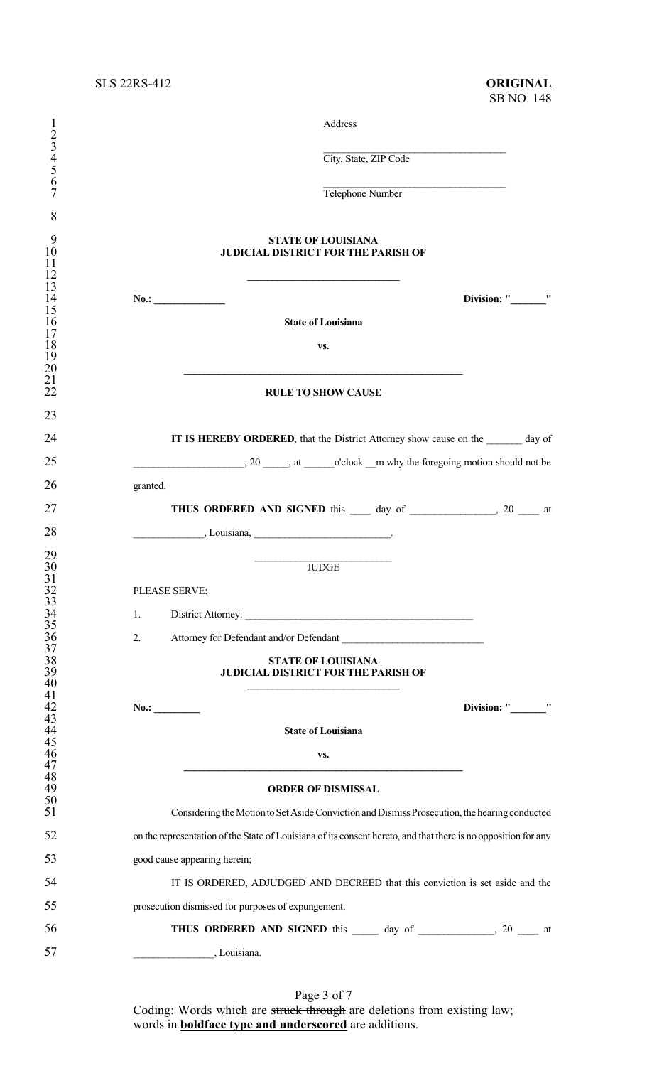Address

\_\_\_\_\_\_\_\_\_\_\_\_\_\_\_\_\_\_\_\_\_\_\_\_\_\_\_\_\_\_\_\_\_\_\_\_
City, State, ZIP Code

\_\_\_\_\_\_\_\_\_\_\_\_\_\_\_\_\_\_\_\_\_\_\_\_\_\_\_\_\_\_\_\_\_\_\_\_
Telephone Number

**STATE OF LOUISIANA**
**JUDICIAL DISTRICT FOR THE PARISH OF**

\_\_\_\_\_\_\_\_\_\_\_\_\_\_\_\_\_\_\_\_\_\_\_\_\_\_\_\_\_\_

**No.: \_\_\_\_\_\_\_\_\_\_\_\_\_\_** **Division: "\_\_\_\_\_\_\_"**

**State of Louisiana**

**vs.**

\_\_\_\_\_\_\_\_\_\_\_\_\_\_\_\_\_\_\_\_\_\_\_\_\_\_\_\_\_\_\_\_\_\_\_\_\_\_\_\_\_\_\_\_\_\_\_\_\_\_\_\_\_\_\_\_

**RULE TO SHOW CAUSE**

**IT IS HEREBY ORDERED**, that the District Attorney show cause on the \_\_\_\_\_\_\_ day of \_\_\_\_\_\_\_\_\_\_\_\_\_\_\_\_\_\_\_\_\_\_, 20 \_\_\_\_\_, at \_\_\_\_\_\_o'clock \_\_m why the foregoing motion should not be granted.

**THUS ORDERED AND SIGNED** this \_\_\_\_ day of \_\_\_\_\_\_\_\_\_\_\_\_\_\_\_\_, 20 \_\_\_\_ at \_\_\_\_\_\_\_\_\_\_\_\_\_\_, Louisiana, \_\_\_\_\_\_\_\_\_\_\_\_\_\_\_\_\_\_\_\_\_\_\_\_\_\_.

\_\_\_\_\_\_\_\_\_\_\_\_\_\_\_\_\_\_\_\_\_\_\_\_\_\_
JUDGE

PLEASE SERVE:

1. District Attorney: \_\_\_\_\_\_\_\_\_\_\_\_\_\_\_\_\_\_\_\_\_\_\_\_\_\_\_\_\_\_\_\_\_\_\_\_\_\_\_\_\_\_\_\_\_\_

2. Attorney for Defendant and/or Defendant \_\_\_\_\_\_\_\_\_\_\_\_\_\_\_\_\_\_\_\_\_\_\_\_\_\_\_\_

**STATE OF LOUISIANA**
**JUDICIAL DISTRICT FOR THE PARISH OF**

\_\_\_\_\_\_\_\_\_\_\_\_\_\_\_\_\_\_\_\_\_\_\_\_\_\_\_\_\_\_

**No.: \_\_\_\_\_\_\_\_\_** **Division: "\_\_\_\_\_\_\_"**

**State of Louisiana**

**vs.**

\_\_\_\_\_\_\_\_\_\_\_\_\_\_\_\_\_\_\_\_\_\_\_\_\_\_\_\_\_\_\_\_\_\_\_\_\_\_\_\_\_\_\_\_\_\_\_\_\_\_\_\_\_\_\_\_

**ORDER OF DISMISSAL**

Considering the Motion to Set Aside Conviction and Dismiss Prosecution, the hearing conducted on the representation of the State of Louisiana of its consent hereto, and that there is no opposition for any good cause appearing herein;

IT IS ORDERED, ADJUDGED AND DECREED that this conviction is set aside and the prosecution dismissed for purposes of expungement.

**THUS ORDERED AND SIGNED** this \_\_\_\_\_ day of \_\_\_\_\_\_\_\_\_\_\_\_\_\_\_, 20 \_\_\_\_ at \_\_\_\_\_\_\_\_\_\_\_\_\_\_\_\_, Louisiana.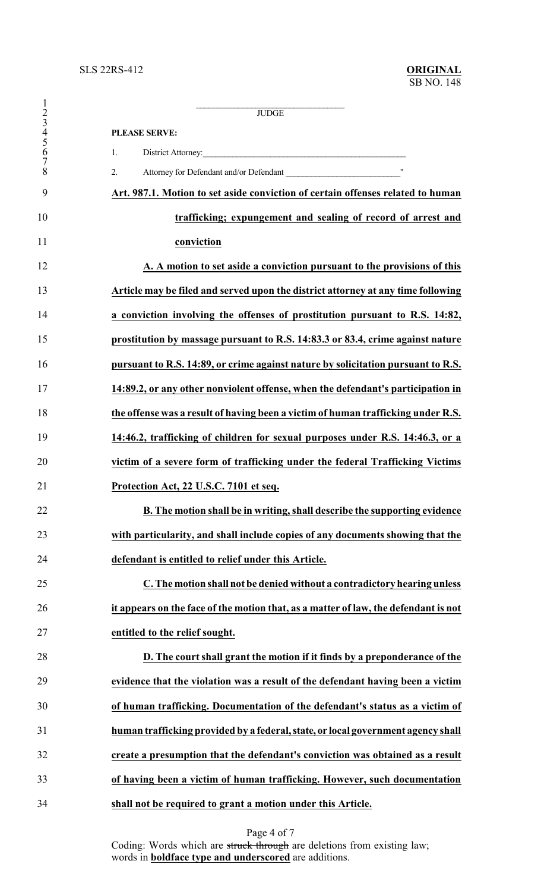\_\_\_\_\_\_\_\_\_\_\_\_\_\_\_\_\_\_\_\_\_\_\_\_\_\_\_\_\_\_\_\_\_\_

JUDGE

**PLEASE SERVE:**

1. District Attorney:\_\_\_\_\_\_\_\_\_\_\_\_\_\_\_\_\_\_\_\_\_\_\_\_\_\_\_\_\_\_\_\_\_\_\_\_\_\_\_\_\_\_\_\_\_\_\_\_

2. Attorney for Defendant and/or Defendant \_\_\_\_\_\_\_\_\_\_\_\_\_\_\_\_\_\_\_\_\_\_\_\_\_\_\_"

**Art. 987.1. Motion to set aside conviction of certain offenses related to human trafficking; expungement and sealing of record of arrest and conviction**

**A. A motion to set aside a conviction pursuant to the provisions of this Article may be filed and served upon the district attorney at any time following a conviction involving the offenses of prostitution pursuant to R.S. 14:82, prostitution by massage pursuant to R.S. 14:83.3 or 83.4, crime against nature pursuant to R.S. 14:89, or crime against nature by solicitation pursuant to R.S. 14:89.2, or any other nonviolent offense, when the defendant's participation in the offense was a result of having been a victim of human trafficking under R.S. 14:46.2, trafficking of children for sexual purposes under R.S. 14:46.3, or a victim of a severe form of trafficking under the federal Trafficking Victims Protection Act, 22 U.S.C. 7101 et seq.**

**B. The motion shall be in writing, shall describe the supporting evidence with particularity, and shall include copies of any documents showing that the defendant is entitled to relief under this Article.**

**C. The motion shall not be denied without a contradictory hearing unless it appears on the face of the motion that, as a matter of law, the defendant is not entitled to the relief sought.**

**D. The court shall grant the motion if it finds by a preponderance of the evidence that the violation was a result of the defendant having been a victim of human trafficking. Documentation of the defendant's status as a victim of human trafficking provided by a federal, state, or local government agency shall create a presumption that the defendant's conviction was obtained as a result of having been a victim of human trafficking. However, such documentation shall not be required to grant a motion under this Article.**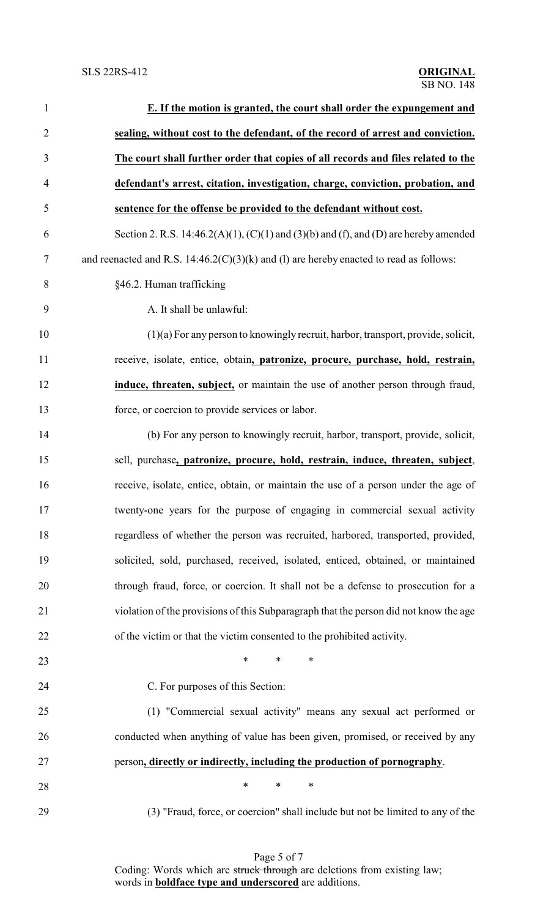**E. If the motion is granted, the court shall order the expungement and sealing, without cost to the defendant, of the record of arrest and conviction. The court shall further order that copies of all records and files related to the defendant's arrest, citation, investigation, charge, conviction, probation, and sentence for the offense be provided to the defendant without cost.**

Section 2. R.S. 14:46.2(A)(1), (C)(1) and (3)(b) and (f), and (D) are hereby amended and reenacted and R.S. 14:46.2(C)(3)(k) and (l) are hereby enacted to read as follows:

§46.2. Human trafficking

A. It shall be unlawful:

(1)(a) For any person to knowingly recruit, harbor, transport, provide, solicit, receive, isolate, entice, obtain**, patronize, procure, purchase, hold, restrain, induce, threaten, subject,** or maintain the use of another person through fraud, force, or coercion to provide services or labor.

(b) For any person to knowingly recruit, harbor, transport, provide, solicit, sell, purchase**, patronize, procure, hold, restrain, induce, threaten, subject**, receive, isolate, entice, obtain, or maintain the use of a person under the age of twenty-one years for the purpose of engaging in commercial sexual activity regardless of whether the person was recruited, harbored, transported, provided, solicited, sold, purchased, received, isolated, enticed, obtained, or maintained through fraud, force, or coercion. It shall not be a defense to prosecution for a violation of the provisions of this Subparagraph that the person did not know the age of the victim or that the victim consented to the prohibited activity.

\* \* \*

C. For purposes of this Section:

(1) "Commercial sexual activity" means any sexual act performed or conducted when anything of value has been given, promised, or received by any person**, directly or indirectly, including the production of pornography**.

\* \* \*

(3) "Fraud, force, or coercion" shall include but not be limited to any of the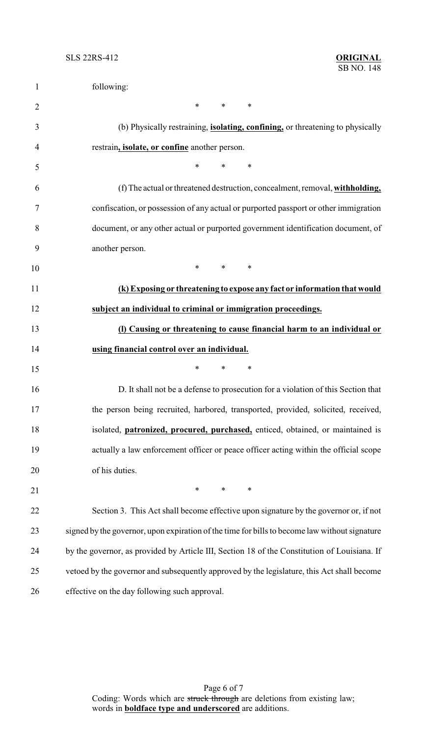following:

\* \* \*

(b) Physically restraining, **<u>isolating, confining,</u>** or threatening to physically restrain**<u>, isolate, or confine</u>** another person.

\* \* \*

(f) The actual or threatened destruction, concealment, removal, **<u>withholding,</u>** confiscation, or possession of any actual or purported passport or other immigration document, or any other actual or purported government identification document, of another person.

\* \* \*

**<u>(k) Exposing or threatening to expose any fact or information that would subject an individual to criminal or immigration proceedings.</u>**

**<u>(l) Causing or threatening to cause financial harm to an individual or using financial control over an individual.</u>**

\* \* \*

D. It shall not be a defense to prosecution for a violation of this Section that the person being recruited, harbored, transported, provided, solicited, received, isolated, **<u>patronized, procured, purchased,</u>** enticed, obtained, or maintained is actually a law enforcement officer or peace officer acting within the official scope of his duties.

\* \* \*

Section 3. This Act shall become effective upon signature by the governor or, if not signed by the governor, upon expiration of the time for bills to become law without signature by the governor, as provided by Article III, Section 18 of the Constitution of Louisiana. If vetoed by the governor and subsequently approved by the legislature, this Act shall become effective on the day following such approval.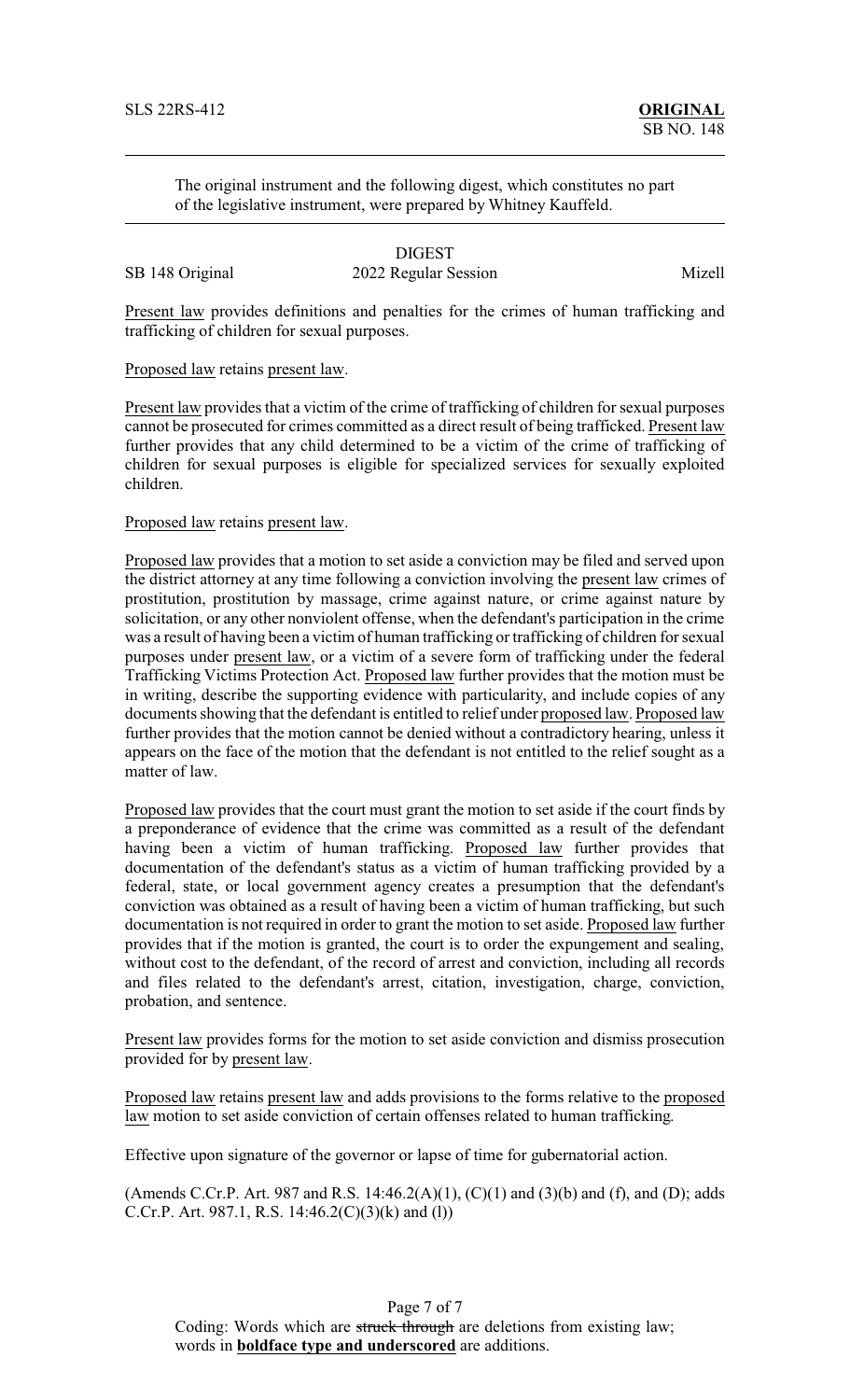The original instrument and the following digest, which constitutes no part of the legislative instrument, were prepared by Whitney Kauffeld.

DIGEST

SB 148 Original 2022 Regular Session Mizell

Present law provides definitions and penalties for the crimes of human trafficking and trafficking of children for sexual purposes.

Proposed law retains present law.

Present law provides that a victim of the crime of trafficking of children for sexual purposes cannot be prosecuted for crimes committed as a direct result of being trafficked. Present law further provides that any child determined to be a victim of the crime of trafficking of children for sexual purposes is eligible for specialized services for sexually exploited children.

Proposed law retains present law.

Proposed law provides that a motion to set aside a conviction may be filed and served upon the district attorney at any time following a conviction involving the present law crimes of prostitution, prostitution by massage, crime against nature, or crime against nature by solicitation, or any other nonviolent offense, when the defendant's participation in the crime was a result of having been a victim of human trafficking or trafficking of children for sexual purposes under present law, or a victim of a severe form of trafficking under the federal Trafficking Victims Protection Act. Proposed law further provides that the motion must be in writing, describe the supporting evidence with particularity, and include copies of any documents showing that the defendant is entitled to relief under proposed law. Proposed law further provides that the motion cannot be denied without a contradictory hearing, unless it appears on the face of the motion that the defendant is not entitled to the relief sought as a matter of law.

Proposed law provides that the court must grant the motion to set aside if the court finds by a preponderance of evidence that the crime was committed as a result of the defendant having been a victim of human trafficking. Proposed law further provides that documentation of the defendant's status as a victim of human trafficking provided by a federal, state, or local government agency creates a presumption that the defendant's conviction was obtained as a result of having been a victim of human trafficking, but such documentation is not required in order to grant the motion to set aside. Proposed law further provides that if the motion is granted, the court is to order the expungement and sealing, without cost to the defendant, of the record of arrest and conviction, including all records and files related to the defendant's arrest, citation, investigation, charge, conviction, probation, and sentence.

Present law provides forms for the motion to set aside conviction and dismiss prosecution provided for by present law.

Proposed law retains present law and adds provisions to the forms relative to the proposed law motion to set aside conviction of certain offenses related to human trafficking.

Effective upon signature of the governor or lapse of time for gubernatorial action.

(Amends C.Cr.P. Art. 987 and R.S. 14:46.2(A)(1), (C)(1) and (3)(b) and (f), and (D); adds C.Cr.P. Art. 987.1, R.S. 14:46.2(C)(3)(k) and (l))

Coding: Words which are ~~struck through~~ are deletions from existing law; words in **boldface type and underscored** are additions.